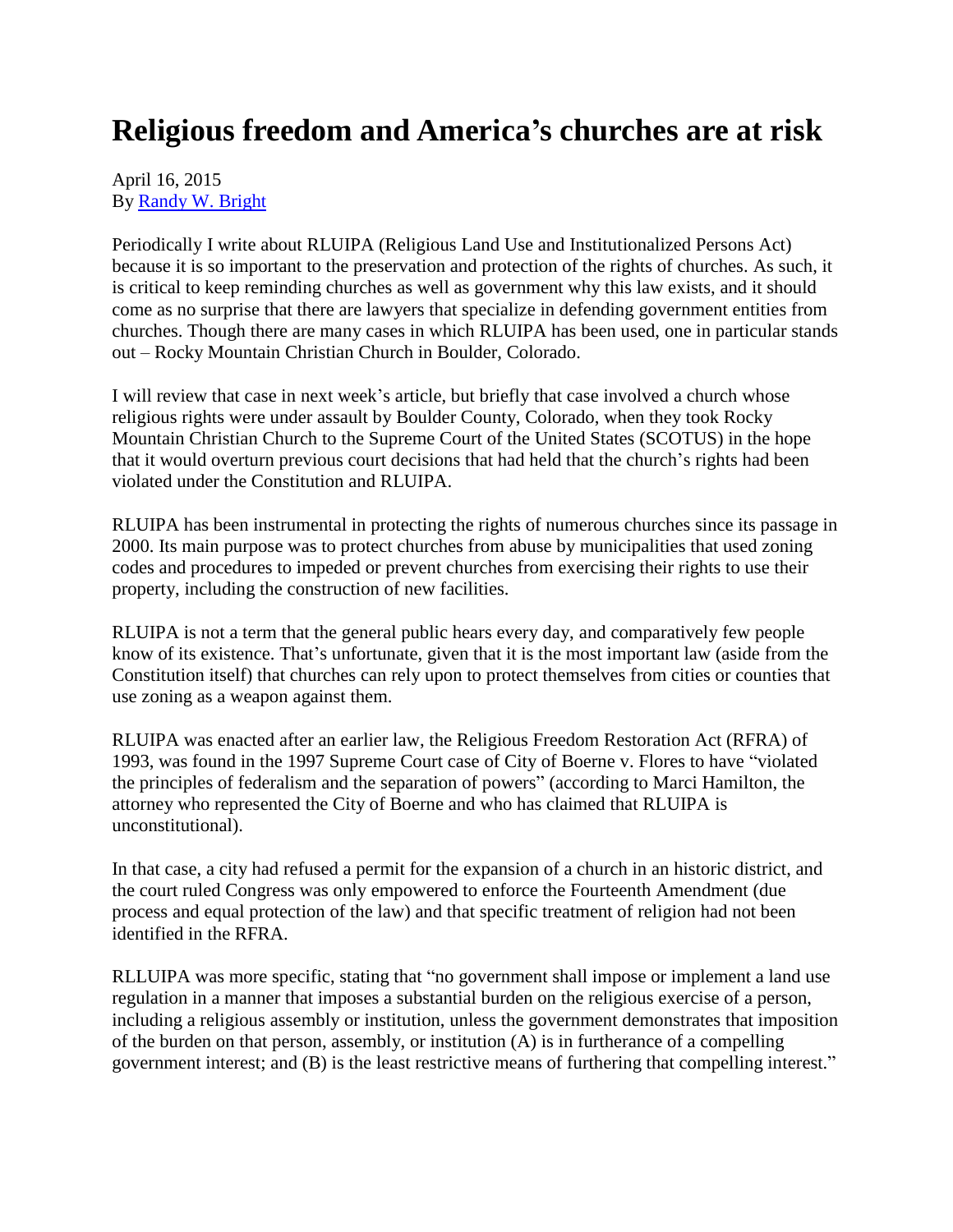# Religious freedom and America's churches are at risk

April 16, 2015
By [Randy W. Bright]

Periodically I write about RLUIPA (Religious Land Use and Institutionalized Persons Act) because it is so important to the preservation and protection of the rights of churches. As such, it is critical to keep reminding churches as well as government why this law exists, and it should come as no surprise that there are lawyers that specialize in defending government entities from churches. Though there are many cases in which RLUIPA has been used, one in particular stands out – Rocky Mountain Christian Church in Boulder, Colorado.

I will review that case in next week's article, but briefly that case involved a church whose religious rights were under assault by Boulder County, Colorado, when they took Rocky Mountain Christian Church to the Supreme Court of the United States (SCOTUS) in the hope that it would overturn previous court decisions that had held that the church's rights had been violated under the Constitution and RLUIPA.

RLUIPA has been instrumental in protecting the rights of numerous churches since its passage in 2000. Its main purpose was to protect churches from abuse by municipalities that used zoning codes and procedures to impeded or prevent churches from exercising their rights to use their property, including the construction of new facilities.

RLUIPA is not a term that the general public hears every day, and comparatively few people know of its existence. That's unfortunate, given that it is the most important law (aside from the Constitution itself) that churches can rely upon to protect themselves from cities or counties that use zoning as a weapon against them.

RLUIPA was enacted after an earlier law, the Religious Freedom Restoration Act (RFRA) of 1993, was found in the 1997 Supreme Court case of City of Boerne v. Flores to have "violated the principles of federalism and the separation of powers" (according to Marci Hamilton, the attorney who represented the City of Boerne and who has claimed that RLUIPA is unconstitutional).

In that case, a city had refused a permit for the expansion of a church in an historic district, and the court ruled Congress was only empowered to enforce the Fourteenth Amendment (due process and equal protection of the law) and that specific treatment of religion had not been identified in the RFRA.

RLLUIPA was more specific, stating that "no government shall impose or implement a land use regulation in a manner that imposes a substantial burden on the religious exercise of a person, including a religious assembly or institution, unless the government demonstrates that imposition of the burden on that person, assembly, or institution (A) is in furtherance of a compelling government interest; and (B) is the least restrictive means of furthering that compelling interest."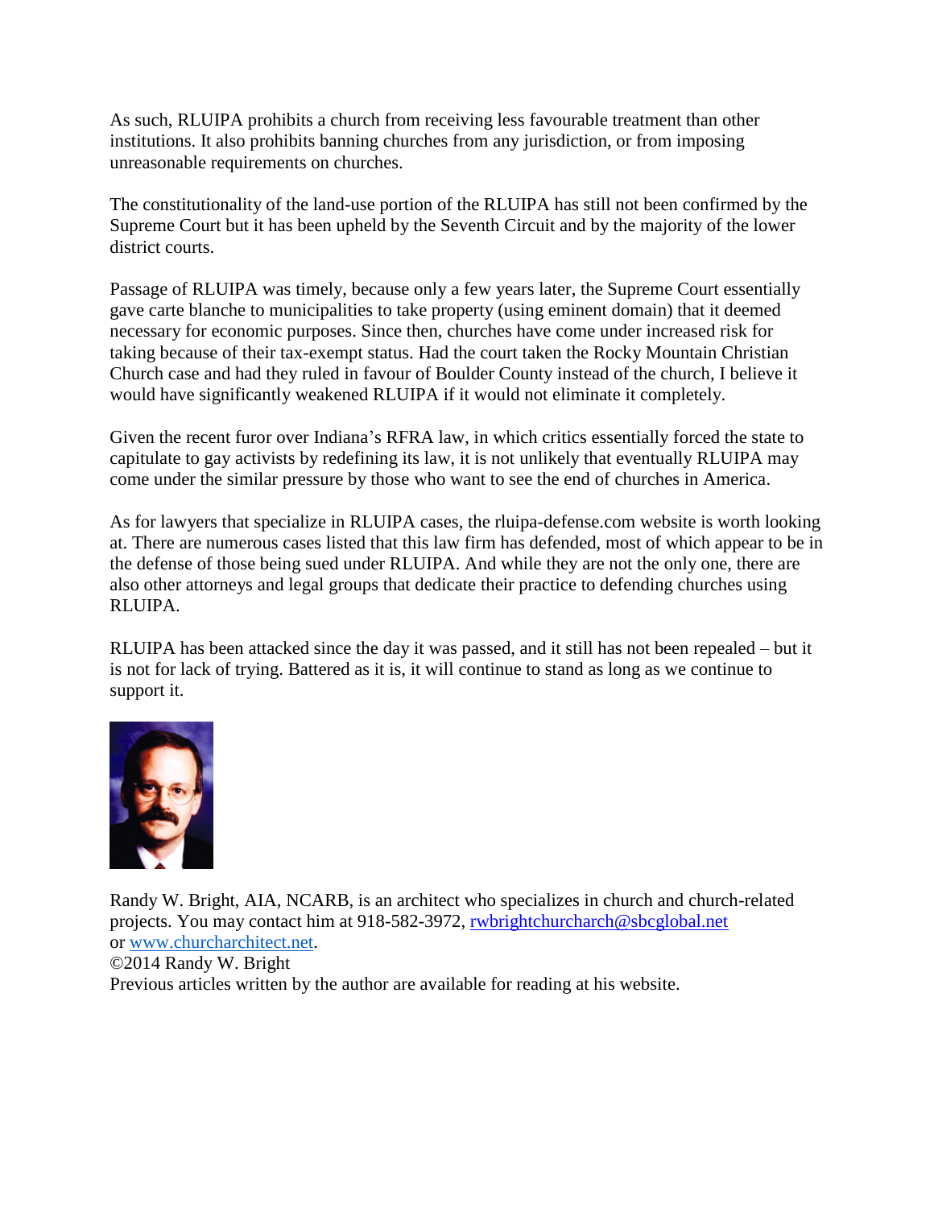As such, RLUIPA prohibits a church from receiving less favourable treatment than other institutions. It also prohibits banning churches from any jurisdiction, or from imposing unreasonable requirements on churches.

The constitutionality of the land-use portion of the RLUIPA has still not been confirmed by the Supreme Court but it has been upheld by the Seventh Circuit and by the majority of the lower district courts.

Passage of RLUIPA was timely, because only a few years later, the Supreme Court essentially gave carte blanche to municipalities to take property (using eminent domain) that it deemed necessary for economic purposes. Since then, churches have come under increased risk for taking because of their tax-exempt status. Had the court taken the Rocky Mountain Christian Church case and had they ruled in favour of Boulder County instead of the church, I believe it would have significantly weakened RLUIPA if it would not eliminate it completely.

Given the recent furor over Indiana's RFRA law, in which critics essentially forced the state to capitulate to gay activists by redefining its law, it is not unlikely that eventually RLUIPA may come under the similar pressure by those who want to see the end of churches in America.

As for lawyers that specialize in RLUIPA cases, the rluipa-defense.com website is worth looking at. There are numerous cases listed that this law firm has defended, most of which appear to be in the defense of those being sued under RLUIPA. And while they are not the only one, there are also other attorneys and legal groups that dedicate their practice to defending churches using RLUIPA.

RLUIPA has been attacked since the day it was passed, and it still has not been repealed – but it is not for lack of trying. Battered as it is, it will continue to stand as long as we continue to support it.

Randy W. Bright, AIA, NCARB, is an architect who specializes in church and church-related projects. You may contact him at 918-582-3972, rwbrightchurcharch@sbcglobal.net or www.churcharchitect.net.

©2014 Randy W. Bright

Previous articles written by the author are available for reading at his website.